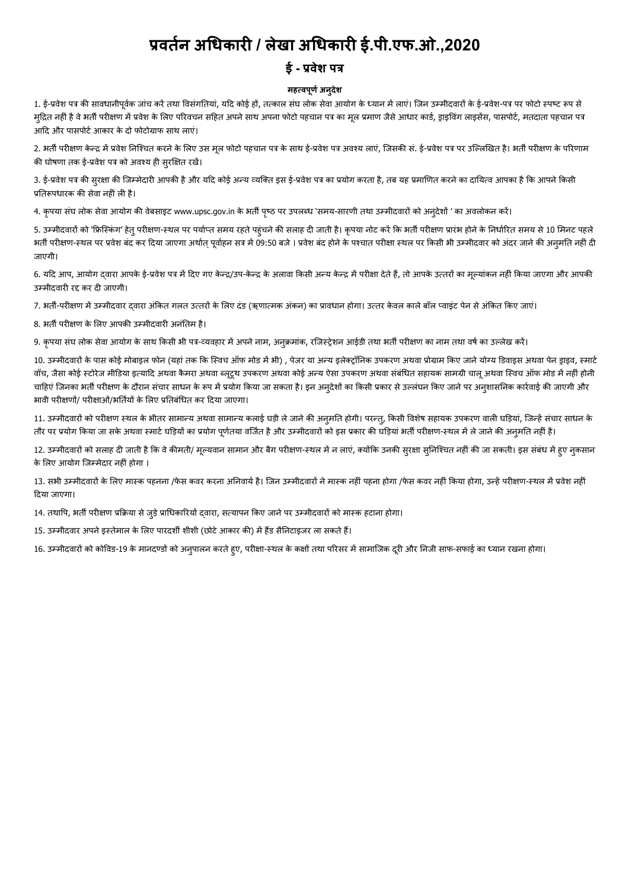# प्रवर्तन अधिकारी / लेखा अधिकारी ई.पी.एफ.ओ.,2020

## ई - प्रवेश पत्र

**महत्वपूर्ण अनुदेश**

1. ई-प्रवेश पत्र की सावधानीपूर्वक जांच करें तथा विसंगतियां, यदि कोई हों, तत्काल संघ लोक सेवा आयोग के ध्यान में लाएं। जिन उम्मीदवारों के ई-प्रवेश-पत्र पर फोटो स्पष्ट रूप से मुद्रित नहीं है वे भर्ती परीक्षण में प्रवेश के लिए परिवचन सहित अपने साथ अपना फोटो पहचान पत्र का मूल प्रमाण जैसे आधार कार्ड, ड्राइविंग लाइसेंस, पासपोर्ट, मतदाता पहचान पत्र आदि और पासपोर्ट आकार के दो फोटोग्राफ साथ लाएं।

2. भर्ती परीक्षण केन्द्र में प्रवेश निश्चित करने के लिए उस मूल फोटो पहचान पत्र के साथ ई-प्रवेश पत्र अवश्य लाएं, जिसकी सं. ई-प्रवेश पत्र पर उल्लिखित है। भर्ती परीक्षण के परिणाम की घोषणा तक ई-प्रवेश पत्र को अवश्य ही सुरक्षित रखें।

3. ई-प्रवेश पत्र की सुरक्षा की जिम्मेदारी आपकी है और यदि कोई अन्य व्यक्ति इस ई-प्रवेश पत्र का प्रयोग करता है, तब यह प्रमाणित करने का दायित्व आपका है कि आपने किसी प्रतिरूपधारक की सेवा नहीं ली है।

4. कृपया संघ लोक सेवा आयोग की वेबसाइट www.upsc.gov.in के भर्ती पृष्ठ पर उपलब्ध 'समय-सारणी तथा उम्मीदवारों को अनुदेशों ' का अवलोकन करें।

5. उम्मीदवारों को 'फ्रिस्किंग' हेतु परीक्षण-स्थल पर पर्याप्त समय रहते पहुंचने की सलाह दी जाती है। कृपया नोट करें कि भर्ती परीक्षण प्रारंभ होने के निर्धारित समय से 10 मिनट पहले भर्ती परीक्षण-स्थल पर प्रवेश बंद कर दिया जाएगा अर्थात् पूर्वाह्न सत्र में 09:50 बजे । प्रवेश बंद होने के पश्चात परीक्षा स्थल पर किसी भी उम्मीदवार को अंदर जाने की अनुमति नहीं दी जाएगी।

6. यदि आप, आयोग द्वारा आपके ई-प्रवेश पत्र में दिए गए केन्द्र/उप-केन्द्र के अलावा किसी अन्य केन्द्र में परीक्षा देते हैं, तो आपके उत्तरों का मूल्यांकन नहीं किया जाएगा और आपकी उम्मीदवारी रद्द कर दी जाएगी।

7. भर्ती-परीक्षण में उम्मीदवार द्वारा अंकित गलत उत्तरों के लिए दंड (ऋणात्मक अंकन) का प्रावधान होगा। उत्तर केवल काले बॉल प्वाइंट पेन से अंकित किए जाएं।

8. भर्ती परीक्षण के लिए आपकी उम्मीदवारी अनंतिम है।

9. कृपया संघ लोक सेवा आयोग के साथ किसी भी पत्र-व्यवहार में अपने नाम, अनुक्रमांक, रजिस्ट्रेशन आईडी तथा भर्ती परीक्षण का नाम तथा वर्ष का उल्लेख करें।

10. उम्मीदवारों के पास कोई मोबाइल फोन (यहां तक कि स्विच ऑफ मोड में भी) , पेजर या अन्य इलेक्ट्रॉनिक उपकरण अथवा प्रोग्राम किए जाने योग्य डिवाइस अथवा पेन ड्राइव, स्मार्ट वॉच, जैसा कोई स्टोरेज मीडिया इत्यादि अथवा कैमरा अथवा ब्लूटूथ उपकरण अथवा कोई अन्य ऐसा उपकरण अथवा संबंधित सहायक सामग्री चालू अथवा स्विच ऑफ मोड में नहीं होनी चाहिएं जिनका भर्ती परीक्षण के दौरान संचार साधन के रूप में प्रयोग किया जा सकता है। इन अनुदेशों का किसी प्रकार से उल्लंघन किए जाने पर अनुशासनिक कार्रवाई की जाएगी और भावी परीक्षणों/ परीक्षाओं/भर्तियों के लिए प्रतिबंधित कर दिया जाएगा।

11. उम्मीदवारों को परीक्षण स्थल के भीतर सामान्य अथवा सामान्य कलाई घड़ी ले जाने की अनुमति होगी। परन्तु, किसी विशेष सहायक उपकरण वाली घड़ियां, जिन्हें संचार साधन के तौर पर प्रयोग किया जा सके अथवा स्मार्ट घड़ियों का प्रयोग पूर्णतया वर्जित है और उम्मीदवारों को इस प्रकार की घड़ियां भर्ती परीक्षण-स्थल में ले जाने की अनुमति नहीं है।

12. उम्मीदवारों को सलाह दी जाती है कि वे कीमती/ मूल्यवान सामान और बैग परीक्षण-स्थल में न लाएं, क्योंकि उनकी सुरक्षा सुनिश्चित नहीं की जा सकती। इस संबंध में हुए नुकसान के लिए आयोग जिम्मेदार नहीं होगा ।

13. सभी उम्मीदवारों के लिए मास्क पहनना /फेस कवर करना अनिवार्य है। जिन उम्मीदवारों ने मास्क नहीं पहना होगा /फेस कवर नहीं किया होगा, उन्हें परीक्षण-स्थल में प्रवेश नहीं दिया जाएगा।

14. तथापि, भर्ती परीक्षण प्रक्रिया से जुड़े प्राधिकारियों द्वारा, सत्यापन किए जाने पर उम्मीदवारों को मास्क हटाना होगा।

15. उम्मीदवार अपने इस्तेमाल के लिए पारदर्शी शीशी (छोटे आकार की) में हैंड सैनिटाइजर ला सकते हैं।

16. उम्मीदवारों को कोविड-19 के मानदण्डों को अनुपालन करते हुए, परीक्षा-स्थल के कक्षों तथा परिसर में सामाजिक दूरी और निजी साफ-सफाई का ध्यान रखना होगा।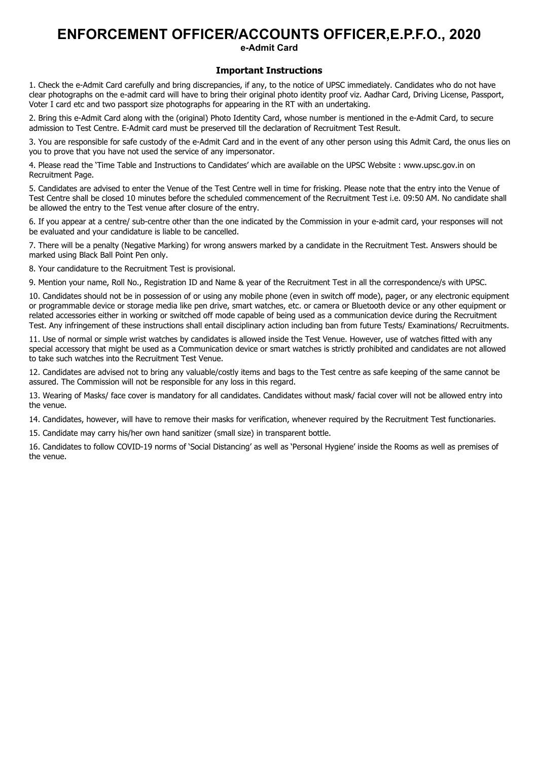# ENFORCEMENT OFFICER/ACCOUNTS OFFICER,E.P.F.O., 2020

**e-Admit Card**

### Important Instructions

1. Check the e-Admit Card carefully and bring discrepancies, if any, to the notice of UPSC immediately. Candidates who do not have clear photographs on the e-admit card will have to bring their original photo identity proof viz. Aadhar Card, Driving License, Passport, Voter I card etc and two passport size photographs for appearing in the RT with an undertaking.

2. Bring this e-Admit Card along with the (original) Photo Identity Card, whose number is mentioned in the e-Admit Card, to secure admission to Test Centre. E-Admit card must be preserved till the declaration of Recruitment Test Result.

3. You are responsible for safe custody of the e-Admit Card and in the event of any other person using this Admit Card, the onus lies on you to prove that you have not used the service of any impersonator.

4. Please read the 'Time Table and Instructions to Candidates' which are available on the UPSC Website : www.upsc.gov.in on Recruitment Page.

5. Candidates are advised to enter the Venue of the Test Centre well in time for frisking. Please note that the entry into the Venue of Test Centre shall be closed 10 minutes before the scheduled commencement of the Recruitment Test i.e. 09:50 AM. No candidate shall be allowed the entry to the Test venue after closure of the entry.

6. If you appear at a centre/ sub-centre other than the one indicated by the Commission in your e-admit card, your responses will not be evaluated and your candidature is liable to be cancelled.

7. There will be a penalty (Negative Marking) for wrong answers marked by a candidate in the Recruitment Test. Answers should be marked using Black Ball Point Pen only.

8. Your candidature to the Recruitment Test is provisional.

9. Mention your name, Roll No., Registration ID and Name & year of the Recruitment Test in all the correspondence/s with UPSC.

10. Candidates should not be in possession of or using any mobile phone (even in switch off mode), pager, or any electronic equipment or programmable device or storage media like pen drive, smart watches, etc. or camera or Bluetooth device or any other equipment or related accessories either in working or switched off mode capable of being used as a communication device during the Recruitment Test. Any infringement of these instructions shall entail disciplinary action including ban from future Tests/ Examinations/ Recruitments.

11. Use of normal or simple wrist watches by candidates is allowed inside the Test Venue. However, use of watches fitted with any special accessory that might be used as a Communication device or smart watches is strictly prohibited and candidates are not allowed to take such watches into the Recruitment Test Venue.

12. Candidates are advised not to bring any valuable/costly items and bags to the Test centre as safe keeping of the same cannot be assured. The Commission will not be responsible for any loss in this regard.

13. Wearing of Masks/ face cover is mandatory for all candidates. Candidates without mask/ facial cover will not be allowed entry into the venue.

14. Candidates, however, will have to remove their masks for verification, whenever required by the Recruitment Test functionaries.

15. Candidate may carry his/her own hand sanitizer (small size) in transparent bottle.

16. Candidates to follow COVID-19 norms of 'Social Distancing' as well as 'Personal Hygiene' inside the Rooms as well as premises of the venue.